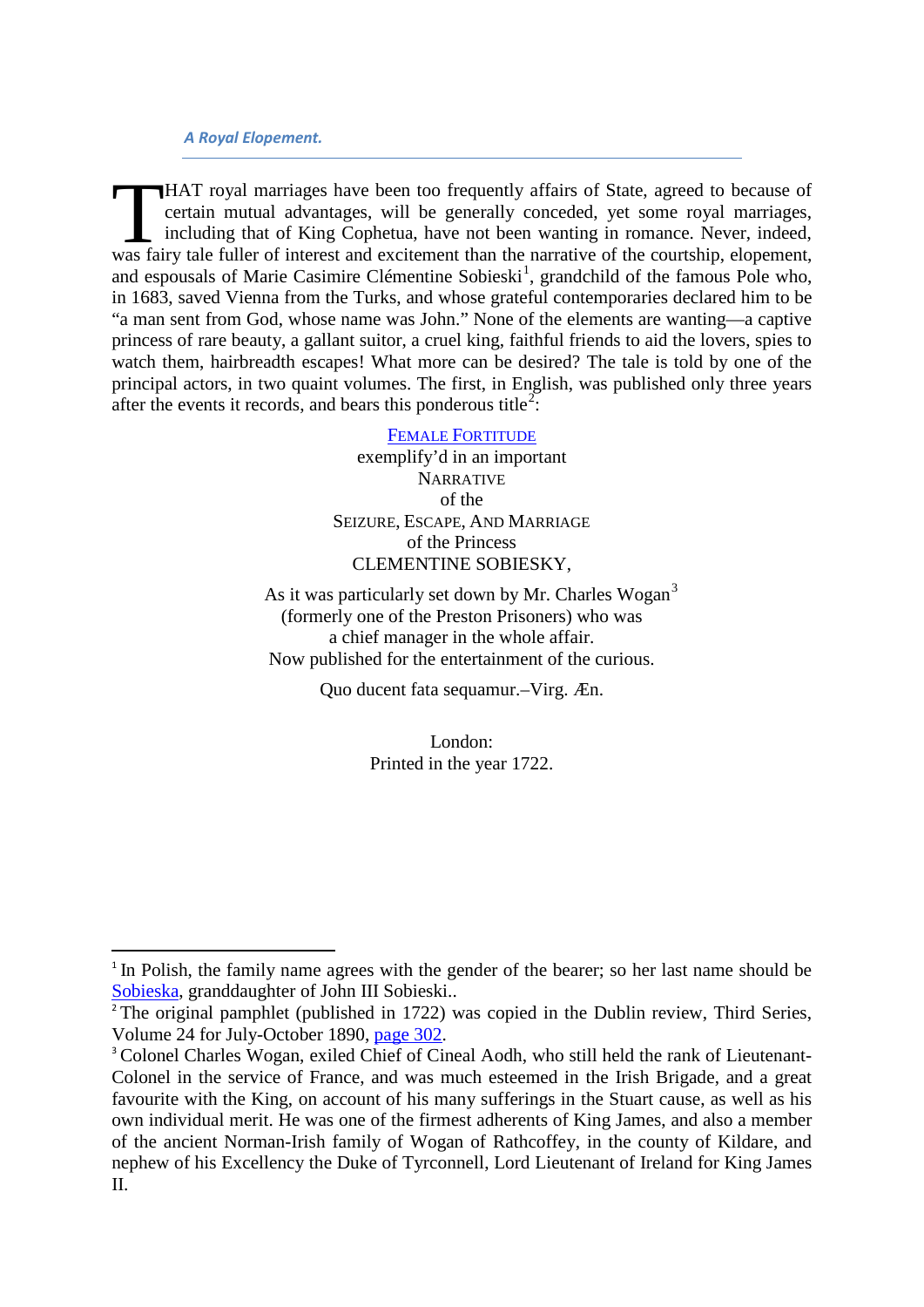# A Royal Elopement.

THAT royal marriages have been too frequently affairs of State, agreed to because of certain mutual advantages, will be generally conceded, yet some royal marriages, including that of King Cophetua, have not been wanting in romance. Never, indeed, was fairy tale fuller of interest and excitement than the narrative of the courtship, elopement, and espousals of Marie Casimire Clémentine Sobieski[1], grandchild of the famous Pole who, in 1683, saved Vienna from the Turks, and whose grateful contemporaries declared him to be "a man sent from God, whose name was John." None of the elements are wanting—a captive princess of rare beauty, a gallant suitor, a cruel king, faithful friends to aid the lovers, spies to watch them, hairbreadth escapes! What more can be desired? The tale is told by one of the principal actors, in two quaint volumes. The first, in English, was published only three years after the events it records, and bears this ponderous title[2]:

<center>

FEMALE FORTITUDE
exemplify'd in an important
NARRATIVE
of the
SEIZURE, ESCAPE, AND MARRIAGE
of the Princess
CLEMENTINE SOBIESKY,

As it was particularly set down by Mr. Charles Wogan[3]
(formerly one of the Preston Prisoners) who was
a chief manager in the whole affair.
Now published for the entertainment of the curious.

Quo ducent fata sequamur.–Virg. Æn.

London:
Printed in the year 1722.

</center>

---

[1] In Polish, the family name agrees with the gender of the bearer; so her last name should be Sobieska, granddaughter of John III Sobieski..

[2] The original pamphlet (published in 1722) was copied in the Dublin review, Third Series, Volume 24 for July-October 1890, page 302.

[3] Colonel Charles Wogan, exiled Chief of Cineal Aodh, who still held the rank of Lieutenant-Colonel in the service of France, and was much esteemed in the Irish Brigade, and a great favourite with the King, on account of his many sufferings in the Stuart cause, as well as his own individual merit. He was one of the firmest adherents of King James, and also a member of the ancient Norman-Irish family of Wogan of Rathcoffey, in the county of Kildare, and nephew of his Excellency the Duke of Tyrconnell, Lord Lieutenant of Ireland for King James II.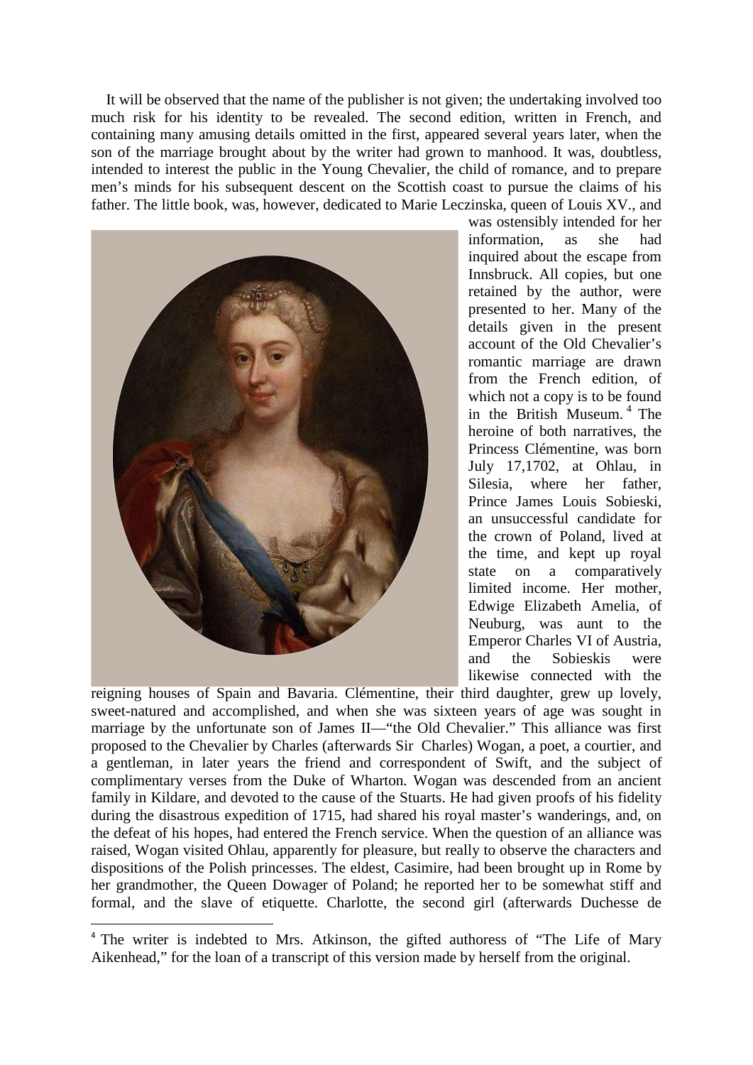It will be observed that the name of the publisher is not given; the undertaking involved too much risk for his identity to be revealed. The second edition, written in French, and containing many amusing details omitted in the first, appeared several years later, when the son of the marriage brought about by the writer had grown to manhood. It was, doubtless, intended to interest the public in the Young Chevalier, the child of romance, and to prepare men's minds for his subsequent descent on the Scottish coast to pursue the claims of his father. The little book, was, however, dedicated to Marie Leczinska, queen of Louis XV., and was ostensibly intended for her information, as she had inquired about the escape from Innsbruck. All copies, but one retained by the author, were presented to her. Many of the details given in the present account of the Old Chevalier's romantic marriage are drawn from the French edition, of which not a copy is to be found in the British Museum.[4] The heroine of both narratives, the Princess Clémentine, was born July 17,1702, at Ohlau, in Silesia, where her father, Prince James Louis Sobieski, an unsuccessful candidate for the crown of Poland, lived at the time, and kept up royal state on a comparatively limited income. Her mother, Edwige Elizabeth Amelia, of Neuburg, was aunt to the Emperor Charles VI of Austria, and the Sobieskis were likewise connected with the reigning houses of Spain and Bavaria. Clémentine, their third daughter, grew up lovely, sweet-natured and accomplished, and when she was sixteen years of age was sought in marriage by the unfortunate son of James II—"the Old Chevalier." This alliance was first proposed to the Chevalier by Charles (afterwards Sir Charles) Wogan, a poet, a courtier, and a gentleman, in later years the friend and correspondent of Swift, and the subject of complimentary verses from the Duke of Wharton. Wogan was descended from an ancient family in Kildare, and devoted to the cause of the Stuarts. He had given proofs of his fidelity during the disastrous expedition of 1715, had shared his royal master's wanderings, and, on the defeat of his hopes, had entered the French service. When the question of an alliance was raised, Wogan visited Ohlau, apparently for pleasure, but really to observe the characters and dispositions of the Polish princesses. The eldest, Casimire, had been brought up in Rome by her grandmother, the Queen Dowager of Poland; he reported her to be somewhat stiff and formal, and the slave of etiquette. Charlotte, the second girl (afterwards Duchesse de

[4] The writer is indebted to Mrs. Atkinson, the gifted authoress of "The Life of Mary Aikenhead," for the loan of a transcript of this version made by herself from the original.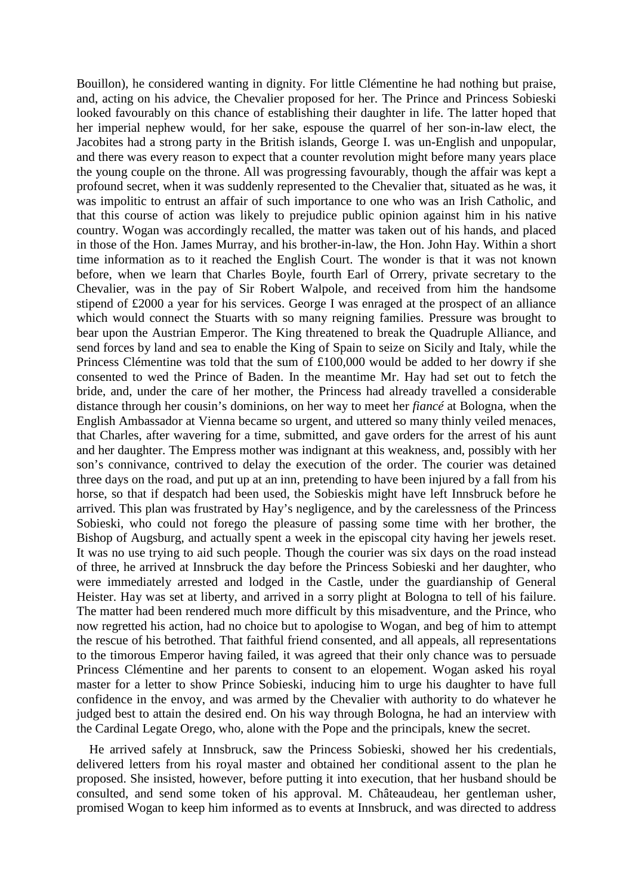Bouillon), he considered wanting in dignity. For little Clémentine he had nothing but praise, and, acting on his advice, the Chevalier proposed for her. The Prince and Princess Sobieski looked favourably on this chance of establishing their daughter in life. The latter hoped that her imperial nephew would, for her sake, espouse the quarrel of her son-in-law elect, the Jacobites had a strong party in the British islands, George I. was un-English and unpopular, and there was every reason to expect that a counter revolution might before many years place the young couple on the throne. All was progressing favourably, though the affair was kept a profound secret, when it was suddenly represented to the Chevalier that, situated as he was, it was impolitic to entrust an affair of such importance to one who was an Irish Catholic, and that this course of action was likely to prejudice public opinion against him in his native country. Wogan was accordingly recalled, the matter was taken out of his hands, and placed in those of the Hon. James Murray, and his brother-in-law, the Hon. John Hay. Within a short time information as to it reached the English Court. The wonder is that it was not known before, when we learn that Charles Boyle, fourth Earl of Orrery, private secretary to the Chevalier, was in the pay of Sir Robert Walpole, and received from him the handsome stipend of £2000 a year for his services. George I was enraged at the prospect of an alliance which would connect the Stuarts with so many reigning families. Pressure was brought to bear upon the Austrian Emperor. The King threatened to break the Quadruple Alliance, and send forces by land and sea to enable the King of Spain to seize on Sicily and Italy, while the Princess Clémentine was told that the sum of £100,000 would be added to her dowry if she consented to wed the Prince of Baden. In the meantime Mr. Hay had set out to fetch the bride, and, under the care of her mother, the Princess had already travelled a considerable distance through her cousin's dominions, on her way to meet her *fiancé* at Bologna, when the English Ambassador at Vienna became so urgent, and uttered so many thinly veiled menaces, that Charles, after wavering for a time, submitted, and gave orders for the arrest of his aunt and her daughter. The Empress mother was indignant at this weakness, and, possibly with her son's connivance, contrived to delay the execution of the order. The courier was detained three days on the road, and put up at an inn, pretending to have been injured by a fall from his horse, so that if despatch had been used, the Sobieskis might have left Innsbruck before he arrived. This plan was frustrated by Hay's negligence, and by the carelessness of the Princess Sobieski, who could not forego the pleasure of passing some time with her brother, the Bishop of Augsburg, and actually spent a week in the episcopal city having her jewels reset. It was no use trying to aid such people. Though the courier was six days on the road instead of three, he arrived at Innsbruck the day before the Princess Sobieski and her daughter, who were immediately arrested and lodged in the Castle, under the guardianship of General Heister. Hay was set at liberty, and arrived in a sorry plight at Bologna to tell of his failure. The matter had been rendered much more difficult by this misadventure, and the Prince, who now regretted his action, had no choice but to apologise to Wogan, and beg of him to attempt the rescue of his betrothed. That faithful friend consented, and all appeals, all representations to the timorous Emperor having failed, it was agreed that their only chance was to persuade Princess Clémentine and her parents to consent to an elopement. Wogan asked his royal master for a letter to show Prince Sobieski, inducing him to urge his daughter to have full confidence in the envoy, and was armed by the Chevalier with authority to do whatever he judged best to attain the desired end. On his way through Bologna, he had an interview with the Cardinal Legate Orego, who, alone with the Pope and the principals, knew the secret.

He arrived safely at Innsbruck, saw the Princess Sobieski, showed her his credentials, delivered letters from his royal master and obtained her conditional assent to the plan he proposed. She insisted, however, before putting it into execution, that her husband should be consulted, and send some token of his approval. M. Châteaudeau, her gentleman usher, promised Wogan to keep him informed as to events at Innsbruck, and was directed to address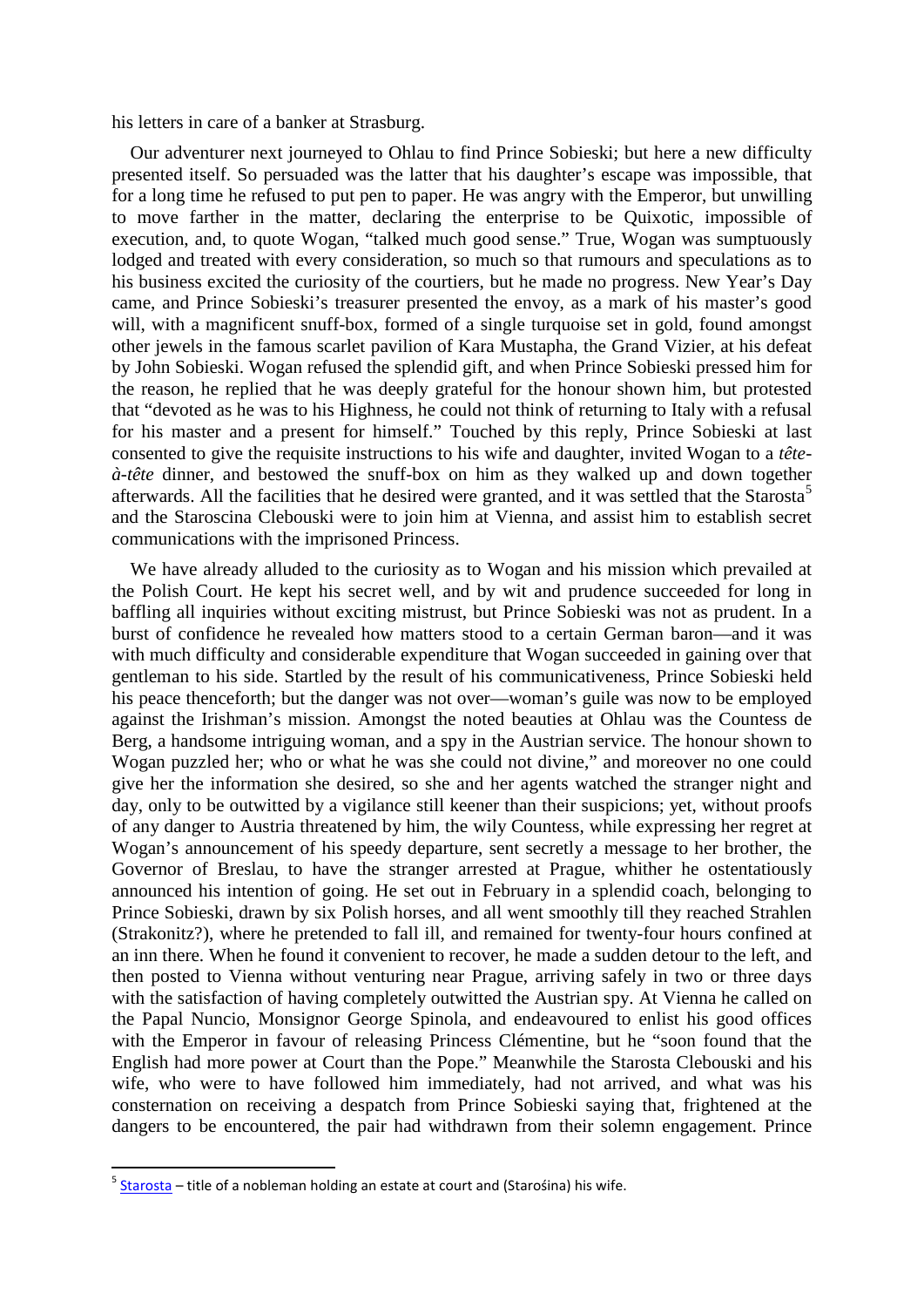his letters in care of a banker at Strasburg.

Our adventurer next journeyed to Ohlau to find Prince Sobieski; but here a new difficulty presented itself. So persuaded was the latter that his daughter's escape was impossible, that for a long time he refused to put pen to paper. He was angry with the Emperor, but unwilling to move farther in the matter, declaring the enterprise to be Quixotic, impossible of execution, and, to quote Wogan, "talked much good sense." True, Wogan was sumptuously lodged and treated with every consideration, so much so that rumours and speculations as to his business excited the curiosity of the courtiers, but he made no progress. New Year's Day came, and Prince Sobieski's treasurer presented the envoy, as a mark of his master's good will, with a magnificent snuff-box, formed of a single turquoise set in gold, found amongst other jewels in the famous scarlet pavilion of Kara Mustapha, the Grand Vizier, at his defeat by John Sobieski. Wogan refused the splendid gift, and when Prince Sobieski pressed him for the reason, he replied that he was deeply grateful for the honour shown him, but protested that "devoted as he was to his Highness, he could not think of returning to Italy with a refusal for his master and a present for himself." Touched by this reply, Prince Sobieski at last consented to give the requisite instructions to his wife and daughter, invited Wogan to a *tête-à-tête* dinner, and bestowed the snuff-box on him as they walked up and down together afterwards. All the facilities that he desired were granted, and it was settled that the Starosta[5] and the Staroscina Clebouski were to join him at Vienna, and assist him to establish secret communications with the imprisoned Princess.

We have already alluded to the curiosity as to Wogan and his mission which prevailed at the Polish Court. He kept his secret well, and by wit and prudence succeeded for long in baffling all inquiries without exciting mistrust, but Prince Sobieski was not as prudent. In a burst of confidence he revealed how matters stood to a certain German baron—and it was with much difficulty and considerable expenditure that Wogan succeeded in gaining over that gentleman to his side. Startled by the result of his communicativeness, Prince Sobieski held his peace thenceforth; but the danger was not over—woman's guile was now to be employed against the Irishman's mission. Amongst the noted beauties at Ohlau was the Countess de Berg, a handsome intriguing woman, and a spy in the Austrian service. The honour shown to Wogan puzzled her; who or what he was she could not divine," and moreover no one could give her the information she desired, so she and her agents watched the stranger night and day, only to be outwitted by a vigilance still keener than their suspicions; yet, without proofs of any danger to Austria threatened by him, the wily Countess, while expressing her regret at Wogan's announcement of his speedy departure, sent secretly a message to her brother, the Governor of Breslau, to have the stranger arrested at Prague, whither he ostentatiously announced his intention of going. He set out in February in a splendid coach, belonging to Prince Sobieski, drawn by six Polish horses, and all went smoothly till they reached Strahlen (Strakonitz?), where he pretended to fall ill, and remained for twenty-four hours confined at an inn there. When he found it convenient to recover, he made a sudden detour to the left, and then posted to Vienna without venturing near Prague, arriving safely in two or three days with the satisfaction of having completely outwitted the Austrian spy. At Vienna he called on the Papal Nuncio, Monsignor George Spinola, and endeavoured to enlist his good offices with the Emperor in favour of releasing Princess Clémentine, but he "soon found that the English had more power at Court than the Pope." Meanwhile the Starosta Clebouski and his wife, who were to have followed him immediately, had not arrived, and what was his consternation on receiving a despatch from Prince Sobieski saying that, frightened at the dangers to be encountered, the pair had withdrawn from their solemn engagement. Prince

[5] Starosta – title of a nobleman holding an estate at court and (Starośina) his wife.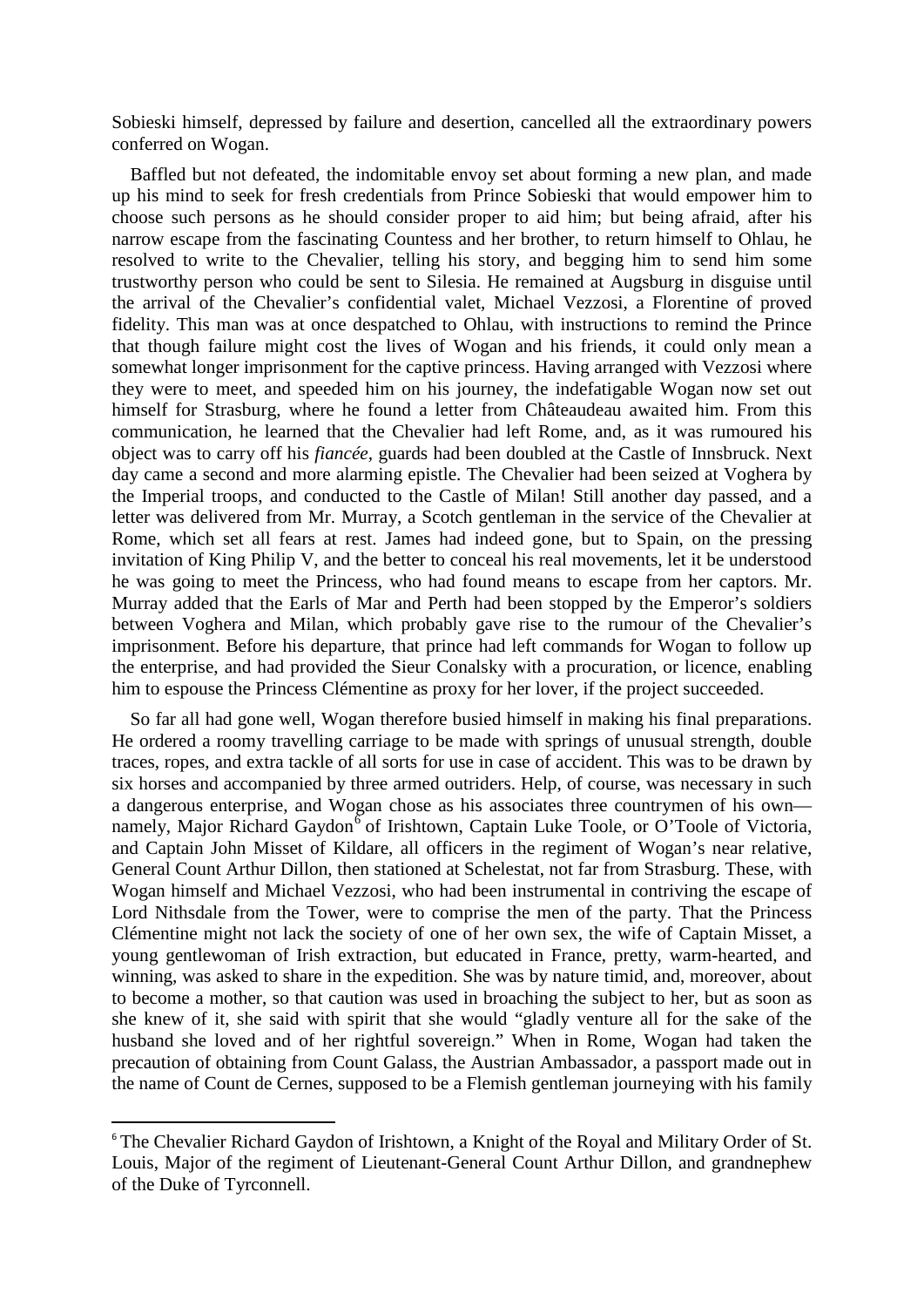Sobieski himself, depressed by failure and desertion, cancelled all the extraordinary powers conferred on Wogan.

Baffled but not defeated, the indomitable envoy set about forming a new plan, and made up his mind to seek for fresh credentials from Prince Sobieski that would empower him to choose such persons as he should consider proper to aid him; but being afraid, after his narrow escape from the fascinating Countess and her brother, to return himself to Ohlau, he resolved to write to the Chevalier, telling his story, and begging him to send him some trustworthy person who could be sent to Silesia. He remained at Augsburg in disguise until the arrival of the Chevalier's confidential valet, Michael Vezzosi, a Florentine of proved fidelity. This man was at once despatched to Ohlau, with instructions to remind the Prince that though failure might cost the lives of Wogan and his friends, it could only mean a somewhat longer imprisonment for the captive princess. Having arranged with Vezzosi where they were to meet, and speeded him on his journey, the indefatigable Wogan now set out himself for Strasburg, where he found a letter from Châteaudeau awaited him. From this communication, he learned that the Chevalier had left Rome, and, as it was rumoured his object was to carry off his *fiancée,* guards had been doubled at the Castle of Innsbruck. Next day came a second and more alarming epistle. The Chevalier had been seized at Voghera by the Imperial troops, and conducted to the Castle of Milan! Still another day passed, and a letter was delivered from Mr. Murray, a Scotch gentleman in the service of the Chevalier at Rome, which set all fears at rest. James had indeed gone, but to Spain, on the pressing invitation of King Philip V, and the better to conceal his real movements, let it be understood he was going to meet the Princess, who had found means to escape from her captors. Mr. Murray added that the Earls of Mar and Perth had been stopped by the Emperor's soldiers between Voghera and Milan, which probably gave rise to the rumour of the Chevalier's imprisonment. Before his departure, that prince had left commands for Wogan to follow up the enterprise, and had provided the Sieur Conalsky with a procuration, or licence, enabling him to espouse the Princess Clémentine as proxy for her lover, if the project succeeded.

So far all had gone well, Wogan therefore busied himself in making his final preparations. He ordered a roomy travelling carriage to be made with springs of unusual strength, double traces, ropes, and extra tackle of all sorts for use in case of accident. This was to be drawn by six horses and accompanied by three armed outriders. Help, of course, was necessary in such a dangerous enterprise, and Wogan chose as his associates three countrymen of his own—namely, Major Richard Gaydon[6] of Irishtown, Captain Luke Toole, or O'Toole of Victoria, and Captain John Misset of Kildare, all officers in the regiment of Wogan's near relative, General Count Arthur Dillon, then stationed at Schelestat, not far from Strasburg. These, with Wogan himself and Michael Vezzosi, who had been instrumental in contriving the escape of Lord Nithsdale from the Tower, were to comprise the men of the party. That the Princess Clémentine might not lack the society of one of her own sex, the wife of Captain Misset, a young gentlewoman of Irish extraction, but educated in France, pretty, warm-hearted, and winning, was asked to share in the expedition. She was by nature timid, and, moreover, about to become a mother, so that caution was used in broaching the subject to her, but as soon as she knew of it, she said with spirit that she would "gladly venture all for the sake of the husband she loved and of her rightful sovereign." When in Rome, Wogan had taken the precaution of obtaining from Count Galass, the Austrian Ambassador, a passport made out in the name of Count de Cernes, supposed to be a Flemish gentleman journeying with his family

[6] The Chevalier Richard Gaydon of Irishtown, a Knight of the Royal and Military Order of St. Louis, Major of the regiment of Lieutenant-General Count Arthur Dillon, and grandnephew of the Duke of Tyrconnell.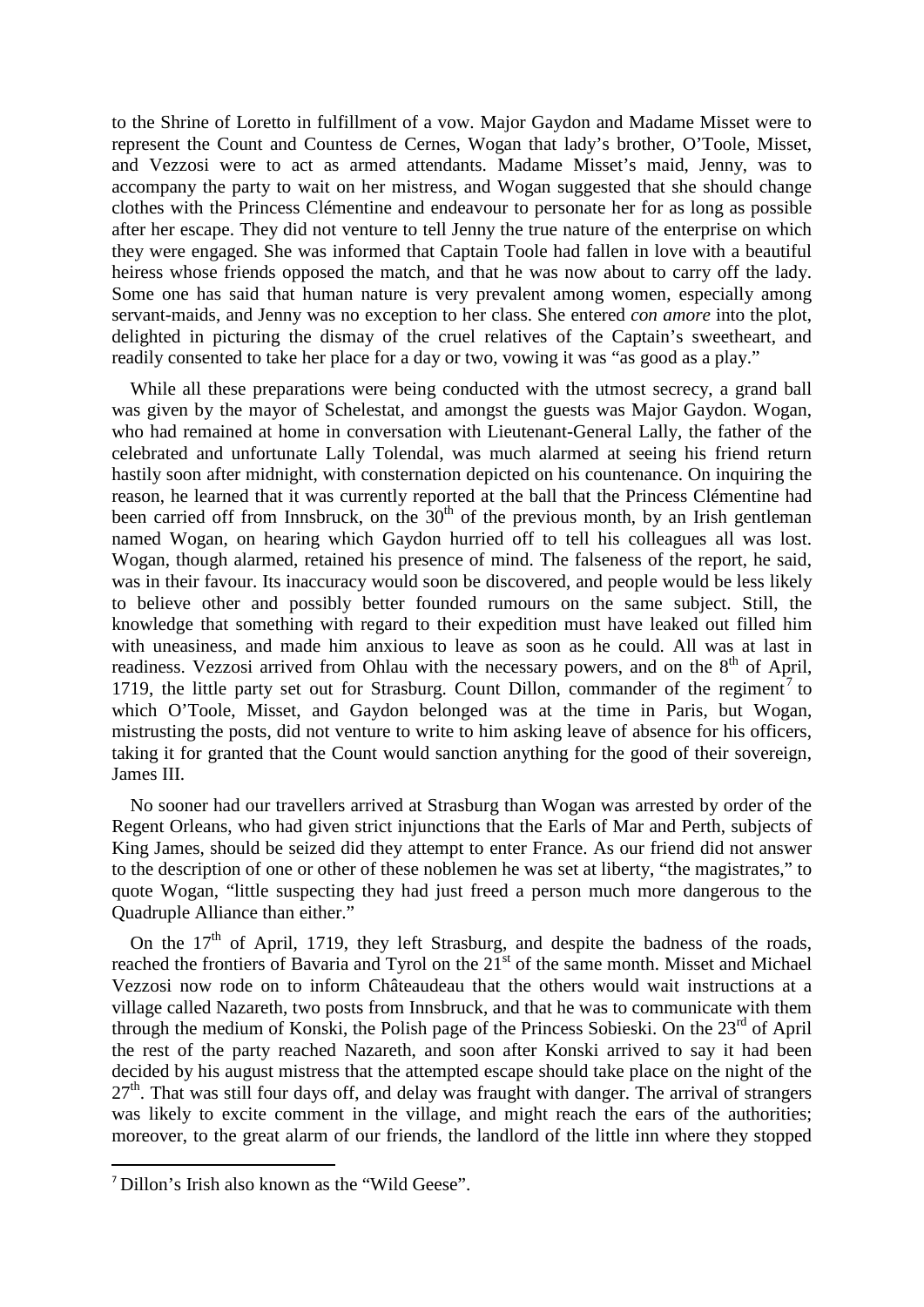to the Shrine of Loretto in fulfillment of a vow. Major Gaydon and Madame Misset were to represent the Count and Countess de Cernes, Wogan that lady's brother, O'Toole, Misset, and Vezzosi were to act as armed attendants. Madame Misset's maid, Jenny, was to accompany the party to wait on her mistress, and Wogan suggested that she should change clothes with the Princess Clémentine and endeavour to personate her for as long as possible after her escape. They did not venture to tell Jenny the true nature of the enterprise on which they were engaged. She was informed that Captain Toole had fallen in love with a beautiful heiress whose friends opposed the match, and that he was now about to carry off the lady. Some one has said that human nature is very prevalent among women, especially among servant-maids, and Jenny was no exception to her class. She entered *con amore* into the plot, delighted in picturing the dismay of the cruel relatives of the Captain's sweetheart, and readily consented to take her place for a day or two, vowing it was "as good as a play."

While all these preparations were being conducted with the utmost secrecy, a grand ball was given by the mayor of Schelestat, and amongst the guests was Major Gaydon. Wogan, who had remained at home in conversation with Lieutenant-General Lally, the father of the celebrated and unfortunate Lally Tolendal, was much alarmed at seeing his friend return hastily soon after midnight, with consternation depicted on his countenance. On inquiring the reason, he learned that it was currently reported at the ball that the Princess Clémentine had been carried off from Innsbruck, on the 30th of the previous month, by an Irish gentleman named Wogan, on hearing which Gaydon hurried off to tell his colleagues all was lost. Wogan, though alarmed, retained his presence of mind. The falseness of the report, he said, was in their favour. Its inaccuracy would soon be discovered, and people would be less likely to believe other and possibly better founded rumours on the same subject. Still, the knowledge that something with regard to their expedition must have leaked out filled him with uneasiness, and made him anxious to leave as soon as he could. All was at last in readiness. Vezzosi arrived from Ohlau with the necessary powers, and on the 8th of April, 1719, the little party set out for Strasburg. Count Dillon, commander of the regiment[7] to which O'Toole, Misset, and Gaydon belonged was at the time in Paris, but Wogan, mistrusting the posts, did not venture to write to him asking leave of absence for his officers, taking it for granted that the Count would sanction anything for the good of their sovereign, James III.

No sooner had our travellers arrived at Strasburg than Wogan was arrested by order of the Regent Orleans, who had given strict injunctions that the Earls of Mar and Perth, subjects of King James, should be seized did they attempt to enter France. As our friend did not answer to the description of one or other of these noblemen he was set at liberty, "the magistrates," to quote Wogan, "little suspecting they had just freed a person much more dangerous to the Quadruple Alliance than either."

On the 17th of April, 1719, they left Strasburg, and despite the badness of the roads, reached the frontiers of Bavaria and Tyrol on the 21st of the same month. Misset and Michael Vezzosi now rode on to inform Châteaudeau that the others would wait instructions at a village called Nazareth, two posts from Innsbruck, and that he was to communicate with them through the medium of Konski, the Polish page of the Princess Sobieski. On the 23rd of April the rest of the party reached Nazareth, and soon after Konski arrived to say it had been decided by his august mistress that the attempted escape should take place on the night of the 27th. That was still four days off, and delay was fraught with danger. The arrival of strangers was likely to excite comment in the village, and might reach the ears of the authorities; moreover, to the great alarm of our friends, the landlord of the little inn where they stopped

[7] Dillon's Irish also known as the "Wild Geese".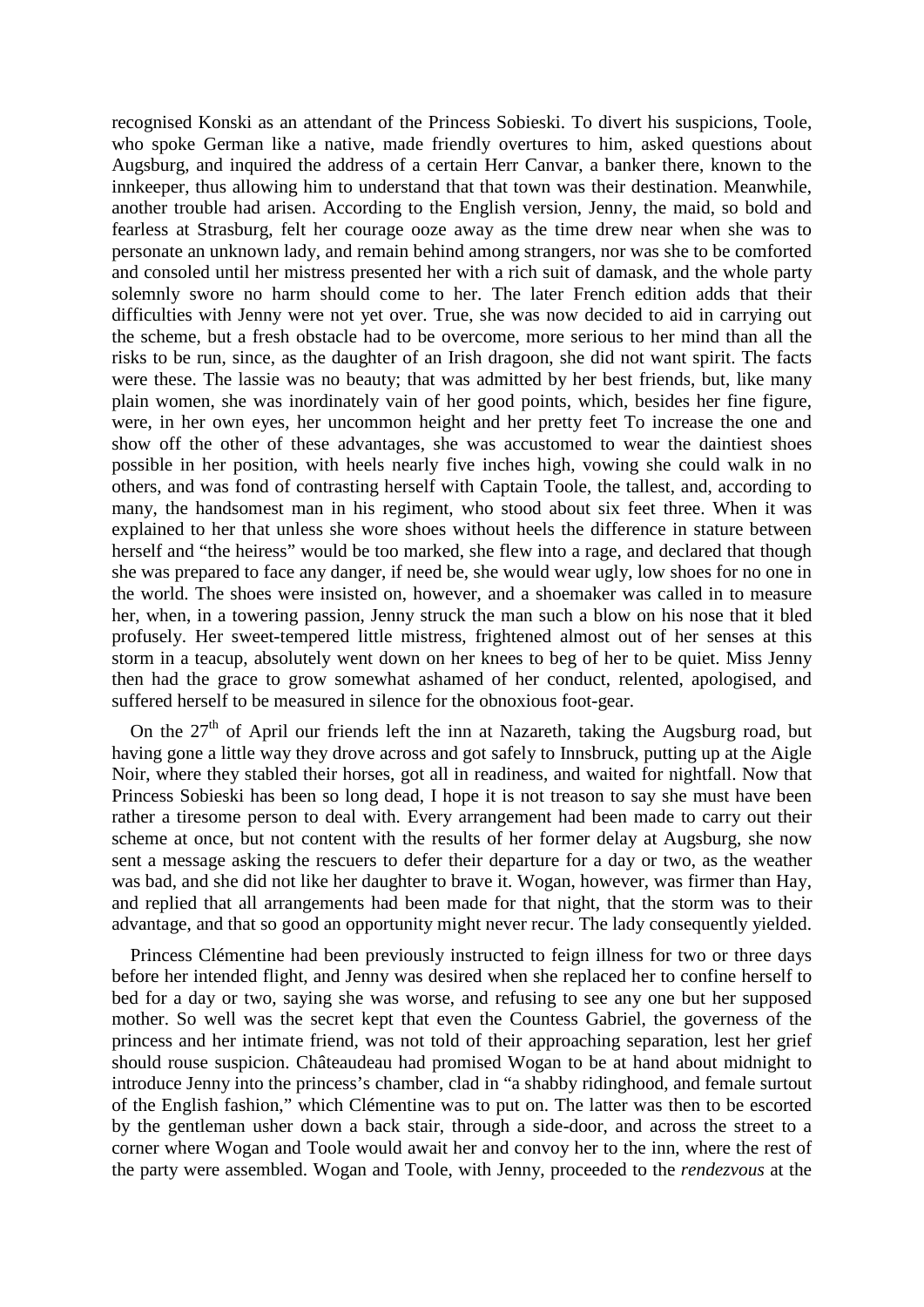recognised Konski as an attendant of the Princess Sobieski. To divert his suspicions, Toole, who spoke German like a native, made friendly overtures to him, asked questions about Augsburg, and inquired the address of a certain Herr Canvar, a banker there, known to the innkeeper, thus allowing him to understand that that town was their destination. Meanwhile, another trouble had arisen. According to the English version, Jenny, the maid, so bold and fearless at Strasburg, felt her courage ooze away as the time drew near when she was to personate an unknown lady, and remain behind among strangers, nor was she to be comforted and consoled until her mistress presented her with a rich suit of damask, and the whole party solemnly swore no harm should come to her. The later French edition adds that their difficulties with Jenny were not yet over. True, she was now decided to aid in carrying out the scheme, but a fresh obstacle had to be overcome, more serious to her mind than all the risks to be run, since, as the daughter of an Irish dragoon, she did not want spirit. The facts were these. The lassie was no beauty; that was admitted by her best friends, but, like many plain women, she was inordinately vain of her good points, which, besides her fine figure, were, in her own eyes, her uncommon height and her pretty feet To increase the one and show off the other of these advantages, she was accustomed to wear the daintiest shoes possible in her position, with heels nearly five inches high, vowing she could walk in no others, and was fond of contrasting herself with Captain Toole, the tallest, and, according to many, the handsomest man in his regiment, who stood about six feet three. When it was explained to her that unless she wore shoes without heels the difference in stature between herself and "the heiress" would be too marked, she flew into a rage, and declared that though she was prepared to face any danger, if need be, she would wear ugly, low shoes for no one in the world. The shoes were insisted on, however, and a shoemaker was called in to measure her, when, in a towering passion, Jenny struck the man such a blow on his nose that it bled profusely. Her sweet-tempered little mistress, frightened almost out of her senses at this storm in a teacup, absolutely went down on her knees to beg of her to be quiet. Miss Jenny then had the grace to grow somewhat ashamed of her conduct, relented, apologised, and suffered herself to be measured in silence for the obnoxious foot-gear.

On the 27th of April our friends left the inn at Nazareth, taking the Augsburg road, but having gone a little way they drove across and got safely to Innsbruck, putting up at the Aigle Noir, where they stabled their horses, got all in readiness, and waited for nightfall. Now that Princess Sobieski has been so long dead, I hope it is not treason to say she must have been rather a tiresome person to deal with. Every arrangement had been made to carry out their scheme at once, but not content with the results of her former delay at Augsburg, she now sent a message asking the rescuers to defer their departure for a day or two, as the weather was bad, and she did not like her daughter to brave it. Wogan, however, was firmer than Hay, and replied that all arrangements had been made for that night, that the storm was to their advantage, and that so good an opportunity might never recur. The lady consequently yielded.

Princess Clémentine had been previously instructed to feign illness for two or three days before her intended flight, and Jenny was desired when she replaced her to confine herself to bed for a day or two, saying she was worse, and refusing to see any one but her supposed mother. So well was the secret kept that even the Countess Gabriel, the governess of the princess and her intimate friend, was not told of their approaching separation, lest her grief should rouse suspicion. Châteaudeau had promised Wogan to be at hand about midnight to introduce Jenny into the princess's chamber, clad in "a shabby ridinghood, and female surtout of the English fashion," which Clémentine was to put on. The latter was then to be escorted by the gentleman usher down a back stair, through a side-door, and across the street to a corner where Wogan and Toole would await her and convoy her to the inn, where the rest of the party were assembled. Wogan and Toole, with Jenny, proceeded to the *rendezvous* at the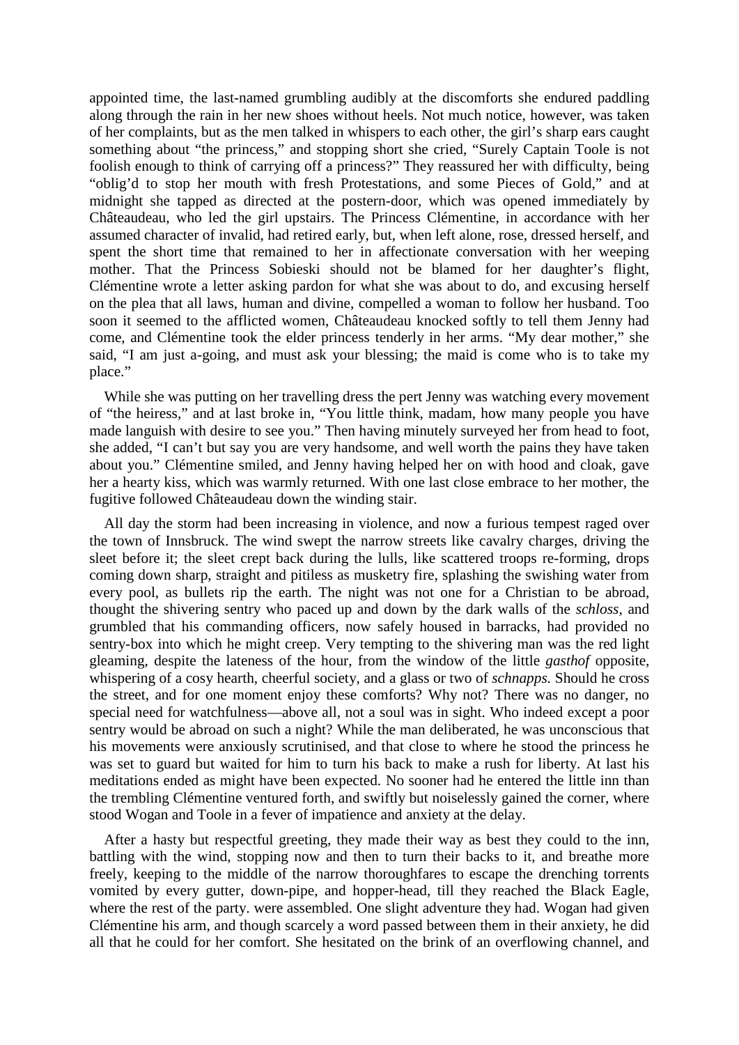appointed time, the last-named grumbling audibly at the discomforts she endured paddling along through the rain in her new shoes without heels. Not much notice, however, was taken of her complaints, but as the men talked in whispers to each other, the girl's sharp ears caught something about "the princess," and stopping short she cried, "Surely Captain Toole is not foolish enough to think of carrying off a princess?" They reassured her with difficulty, being "oblig'd to stop her mouth with fresh Protestations, and some Pieces of Gold," and at midnight she tapped as directed at the postern-door, which was opened immediately by Châteaudeau, who led the girl upstairs. The Princess Clémentine, in accordance with her assumed character of invalid, had retired early, but, when left alone, rose, dressed herself, and spent the short time that remained to her in affectionate conversation with her weeping mother. That the Princess Sobieski should not be blamed for her daughter's flight, Clémentine wrote a letter asking pardon for what she was about to do, and excusing herself on the plea that all laws, human and divine, compelled a woman to follow her husband. Too soon it seemed to the afflicted women, Châteaudeau knocked softly to tell them Jenny had come, and Clémentine took the elder princess tenderly in her arms. "My dear mother," she said, "I am just a-going, and must ask your blessing; the maid is come who is to take my place."

While she was putting on her travelling dress the pert Jenny was watching every movement of "the heiress," and at last broke in, "You little think, madam, how many people you have made languish with desire to see you." Then having minutely surveyed her from head to foot, she added, "I can't but say you are very handsome, and well worth the pains they have taken about you." Clémentine smiled, and Jenny having helped her on with hood and cloak, gave her a hearty kiss, which was warmly returned. With one last close embrace to her mother, the fugitive followed Châteaudeau down the winding stair.

All day the storm had been increasing in violence, and now a furious tempest raged over the town of Innsbruck. The wind swept the narrow streets like cavalry charges, driving the sleet before it; the sleet crept back during the lulls, like scattered troops re-forming, drops coming down sharp, straight and pitiless as musketry fire, splashing the swishing water from every pool, as bullets rip the earth. The night was not one for a Christian to be abroad, thought the shivering sentry who paced up and down by the dark walls of the *schloss*, and grumbled that his commanding officers, now safely housed in barracks, had provided no sentry-box into which he might creep. Very tempting to the shivering man was the red light gleaming, despite the lateness of the hour, from the window of the little *gasthof* opposite, whispering of a cosy hearth, cheerful society, and a glass or two of *schnapps.* Should he cross the street, and for one moment enjoy these comforts? Why not? There was no danger, no special need for watchfulness—above all, not a soul was in sight. Who indeed except a poor sentry would be abroad on such a night? While the man deliberated, he was unconscious that his movements were anxiously scrutinised, and that close to where he stood the princess he was set to guard but waited for him to turn his back to make a rush for liberty. At last his meditations ended as might have been expected. No sooner had he entered the little inn than the trembling Clémentine ventured forth, and swiftly but noiselessly gained the corner, where stood Wogan and Toole in a fever of impatience and anxiety at the delay.

After a hasty but respectful greeting, they made their way as best they could to the inn, battling with the wind, stopping now and then to turn their backs to it, and breathe more freely, keeping to the middle of the narrow thoroughfares to escape the drenching torrents vomited by every gutter, down-pipe, and hopper-head, till they reached the Black Eagle, where the rest of the party. were assembled. One slight adventure they had. Wogan had given Clémentine his arm, and though scarcely a word passed between them in their anxiety, he did all that he could for her comfort. She hesitated on the brink of an overflowing channel, and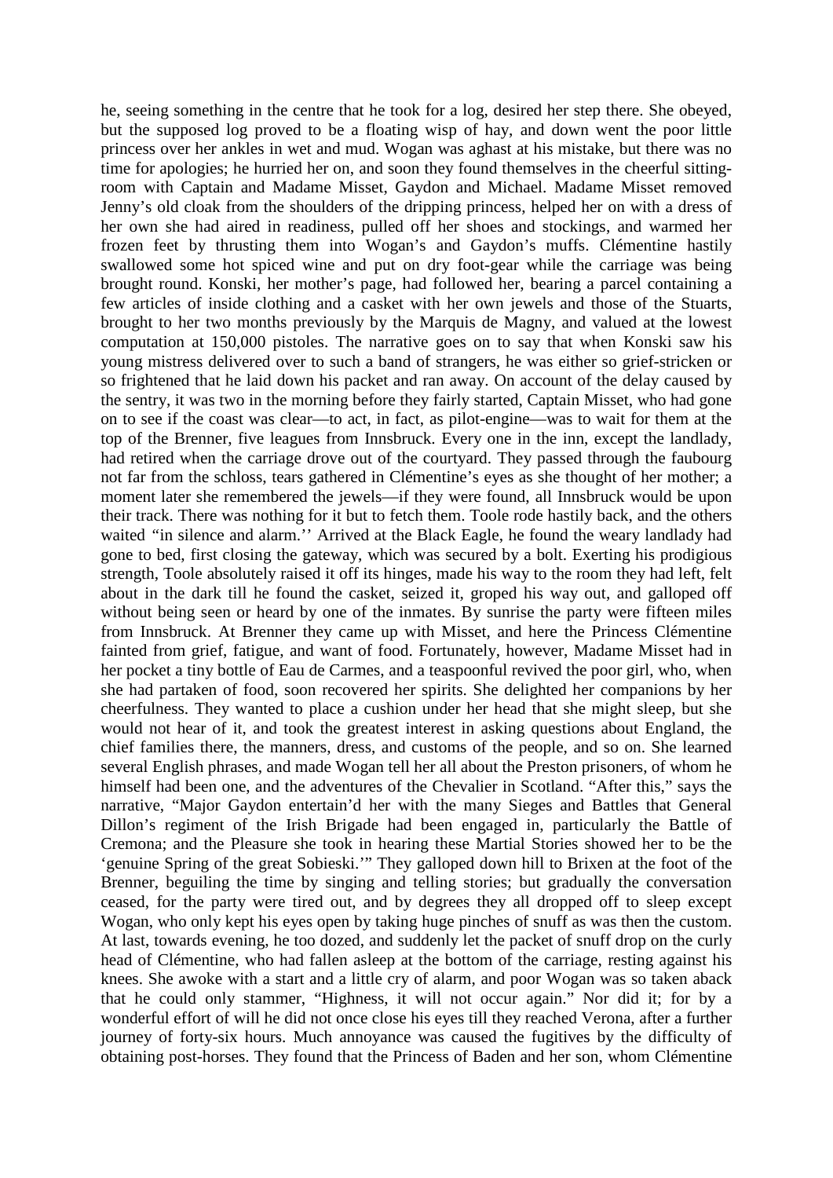he, seeing something in the centre that he took for a log, desired her step there. She obeyed, but the supposed log proved to be a floating wisp of hay, and down went the poor little princess over her ankles in wet and mud. Wogan was aghast at his mistake, but there was no time for apologies; he hurried her on, and soon they found themselves in the cheerful sitting-room with Captain and Madame Misset, Gaydon and Michael. Madame Misset removed Jenny's old cloak from the shoulders of the dripping princess, helped her on with a dress of her own she had aired in readiness, pulled off her shoes and stockings, and warmed her frozen feet by thrusting them into Wogan's and Gaydon's muffs. Clémentine hastily swallowed some hot spiced wine and put on dry foot-gear while the carriage was being brought round. Konski, her mother's page, had followed her, bearing a parcel containing a few articles of inside clothing and a casket with her own jewels and those of the Stuarts, brought to her two months previously by the Marquis de Magny, and valued at the lowest computation at 150,000 pistoles. The narrative goes on to say that when Konski saw his young mistress delivered over to such a band of strangers, he was either so grief-stricken or so frightened that he laid down his packet and ran away. On account of the delay caused by the sentry, it was two in the morning before they fairly started, Captain Misset, who had gone on to see if the coast was clear—to act, in fact, as pilot-engine—was to wait for them at the top of the Brenner, five leagues from Innsbruck. Every one in the inn, except the landlady, had retired when the carriage drove out of the courtyard. They passed through the faubourg not far from the schloss, tears gathered in Clémentine's eyes as she thought of her mother; a moment later she remembered the jewels—if they were found, all Innsbruck would be upon their track. There was nothing for it but to fetch them. Toole rode hastily back, and the others waited "in silence and alarm.'' Arrived at the Black Eagle, he found the weary landlady had gone to bed, first closing the gateway, which was secured by a bolt. Exerting his prodigious strength, Toole absolutely raised it off its hinges, made his way to the room they had left, felt about in the dark till he found the casket, seized it, groped his way out, and galloped off without being seen or heard by one of the inmates. By sunrise the party were fifteen miles from Innsbruck. At Brenner they came up with Misset, and here the Princess Clémentine fainted from grief, fatigue, and want of food. Fortunately, however, Madame Misset had in her pocket a tiny bottle of Eau de Carmes, and a teaspoonful revived the poor girl, who, when she had partaken of food, soon recovered her spirits. She delighted her companions by her cheerfulness. They wanted to place a cushion under her head that she might sleep, but she would not hear of it, and took the greatest interest in asking questions about England, the chief families there, the manners, dress, and customs of the people, and so on. She learned several English phrases, and made Wogan tell her all about the Preston prisoners, of whom he himself had been one, and the adventures of the Chevalier in Scotland. "After this," says the narrative, "Major Gaydon entertain'd her with the many Sieges and Battles that General Dillon's regiment of the Irish Brigade had been engaged in, particularly the Battle of Cremona; and the Pleasure she took in hearing these Martial Stories showed her to be the 'genuine Spring of the great Sobieski.'" They galloped down hill to Brixen at the foot of the Brenner, beguiling the time by singing and telling stories; but gradually the conversation ceased, for the party were tired out, and by degrees they all dropped off to sleep except Wogan, who only kept his eyes open by taking huge pinches of snuff as was then the custom. At last, towards evening, he too dozed, and suddenly let the packet of snuff drop on the curly head of Clémentine, who had fallen asleep at the bottom of the carriage, resting against his knees. She awoke with a start and a little cry of alarm, and poor Wogan was so taken aback that he could only stammer, "Highness, it will not occur again." Nor did it; for by a wonderful effort of will he did not once close his eyes till they reached Verona, after a further journey of forty-six hours. Much annoyance was caused the fugitives by the difficulty of obtaining post-horses. They found that the Princess of Baden and her son, whom Clémentine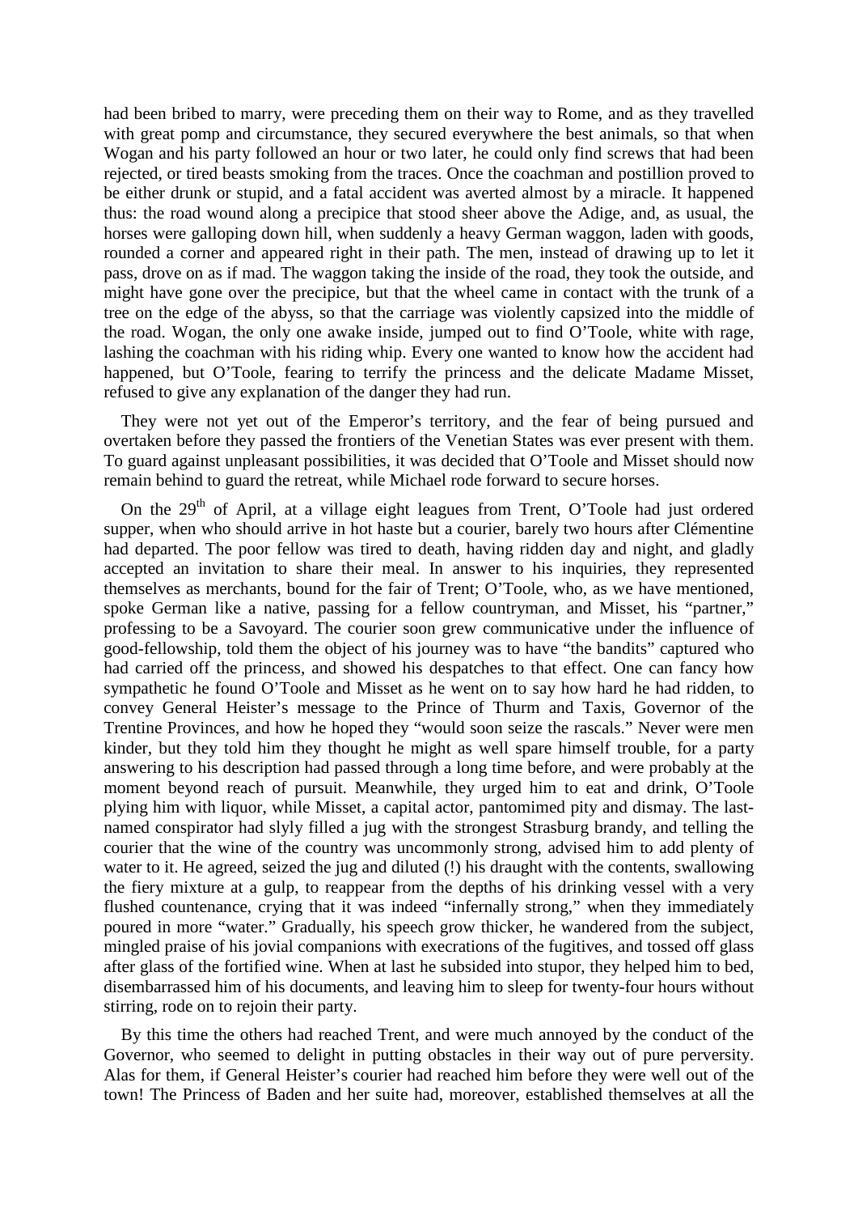had been bribed to marry, were preceding them on their way to Rome, and as they travelled with great pomp and circumstance, they secured everywhere the best animals, so that when Wogan and his party followed an hour or two later, he could only find screws that had been rejected, or tired beasts smoking from the traces. Once the coachman and postillion proved to be either drunk or stupid, and a fatal accident was averted almost by a miracle. It happened thus: the road wound along a precipice that stood sheer above the Adige, and, as usual, the horses were galloping down hill, when suddenly a heavy German waggon, laden with goods, rounded a corner and appeared right in their path. The men, instead of drawing up to let it pass, drove on as if mad. The waggon taking the inside of the road, they took the outside, and might have gone over the precipice, but that the wheel came in contact with the trunk of a tree on the edge of the abyss, so that the carriage was violently capsized into the middle of the road. Wogan, the only one awake inside, jumped out to find O'Toole, white with rage, lashing the coachman with his riding whip. Every one wanted to know how the accident had happened, but O'Toole, fearing to terrify the princess and the delicate Madame Misset, refused to give any explanation of the danger they had run.

They were not yet out of the Emperor's territory, and the fear of being pursued and overtaken before they passed the frontiers of the Venetian States was ever present with them. To guard against unpleasant possibilities, it was decided that O'Toole and Misset should now remain behind to guard the retreat, while Michael rode forward to secure horses.

On the 29th of April, at a village eight leagues from Trent, O'Toole had just ordered supper, when who should arrive in hot haste but a courier, barely two hours after Clémentine had departed. The poor fellow was tired to death, having ridden day and night, and gladly accepted an invitation to share their meal. In answer to his inquiries, they represented themselves as merchants, bound for the fair of Trent; O'Toole, who, as we have mentioned, spoke German like a native, passing for a fellow countryman, and Misset, his "partner," professing to be a Savoyard. The courier soon grew communicative under the influence of good-fellowship, told them the object of his journey was to have "the bandits" captured who had carried off the princess, and showed his despatches to that effect. One can fancy how sympathetic he found O'Toole and Misset as he went on to say how hard he had ridden, to convey General Heister's message to the Prince of Thurm and Taxis, Governor of the Trentine Provinces, and how he hoped they "would soon seize the rascals." Never were men kinder, but they told him they thought he might as well spare himself trouble, for a party answering to his description had passed through a long time before, and were probably at the moment beyond reach of pursuit. Meanwhile, they urged him to eat and drink, O'Toole plying him with liquor, while Misset, a capital actor, pantomimed pity and dismay. The last-named conspirator had slyly filled a jug with the strongest Strasburg brandy, and telling the courier that the wine of the country was uncommonly strong, advised him to add plenty of water to it. He agreed, seized the jug and diluted (!) his draught with the contents, swallowing the fiery mixture at a gulp, to reappear from the depths of his drinking vessel with a very flushed countenance, crying that it was indeed "infernally strong," when they immediately poured in more "water." Gradually, his speech grow thicker, he wandered from the subject, mingled praise of his jovial companions with execrations of the fugitives, and tossed off glass after glass of the fortified wine. When at last he subsided into stupor, they helped him to bed, disembarrassed him of his documents, and leaving him to sleep for twenty-four hours without stirring, rode on to rejoin their party.

By this time the others had reached Trent, and were much annoyed by the conduct of the Governor, who seemed to delight in putting obstacles in their way out of pure perversity. Alas for them, if General Heister's courier had reached him before they were well out of the town! The Princess of Baden and her suite had, moreover, established themselves at all the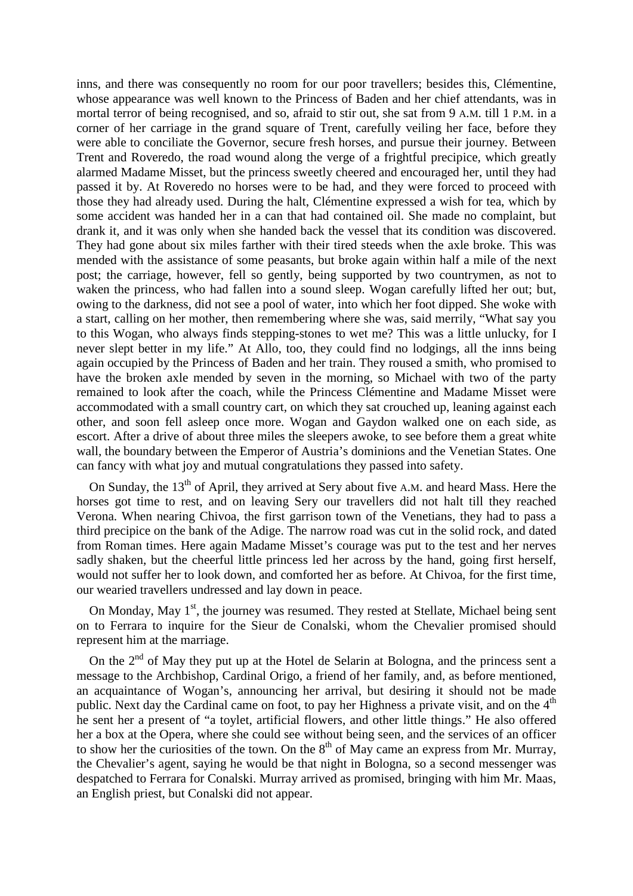inns, and there was consequently no room for our poor travellers; besides this, Clémentine, whose appearance was well known to the Princess of Baden and her chief attendants, was in mortal terror of being recognised, and so, afraid to stir out, she sat from 9 A.M. till 1 P.M. in a corner of her carriage in the grand square of Trent, carefully veiling her face, before they were able to conciliate the Governor, secure fresh horses, and pursue their journey. Between Trent and Roveredo, the road wound along the verge of a frightful precipice, which greatly alarmed Madame Misset, but the princess sweetly cheered and encouraged her, until they had passed it by. At Roveredo no horses were to be had, and they were forced to proceed with those they had already used. During the halt, Clémentine expressed a wish for tea, which by some accident was handed her in a can that had contained oil. She made no complaint, but drank it, and it was only when she handed back the vessel that its condition was discovered. They had gone about six miles farther with their tired steeds when the axle broke. This was mended with the assistance of some peasants, but broke again within half a mile of the next post; the carriage, however, fell so gently, being supported by two countrymen, as not to waken the princess, who had fallen into a sound sleep. Wogan carefully lifted her out; but, owing to the darkness, did not see a pool of water, into which her foot dipped. She woke with a start, calling on her mother, then remembering where she was, said merrily, "What say you to this Wogan, who always finds stepping-stones to wet me? This was a little unlucky, for I never slept better in my life." At Allo, too, they could find no lodgings, all the inns being again occupied by the Princess of Baden and her train. They roused a smith, who promised to have the broken axle mended by seven in the morning, so Michael with two of the party remained to look after the coach, while the Princess Clémentine and Madame Misset were accommodated with a small country cart, on which they sat crouched up, leaning against each other, and soon fell asleep once more. Wogan and Gaydon walked one on each side, as escort. After a drive of about three miles the sleepers awoke, to see before them a great white wall, the boundary between the Emperor of Austria's dominions and the Venetian States. One can fancy with what joy and mutual congratulations they passed into safety.

On Sunday, the 13th of April, they arrived at Sery about five A.M. and heard Mass. Here the horses got time to rest, and on leaving Sery our travellers did not halt till they reached Verona. When nearing Chivoa, the first garrison town of the Venetians, they had to pass a third precipice on the bank of the Adige. The narrow road was cut in the solid rock, and dated from Roman times. Here again Madame Misset's courage was put to the test and her nerves sadly shaken, but the cheerful little princess led her across by the hand, going first herself, would not suffer her to look down, and comforted her as before. At Chivoa, for the first time, our wearied travellers undressed and lay down in peace.

On Monday, May 1st, the journey was resumed. They rested at Stellate, Michael being sent on to Ferrara to inquire for the Sieur de Conalski, whom the Chevalier promised should represent him at the marriage.

On the 2nd of May they put up at the Hotel de Selarin at Bologna, and the princess sent a message to the Archbishop, Cardinal Origo, a friend of her family, and, as before mentioned, an acquaintance of Wogan's, announcing her arrival, but desiring it should not be made public. Next day the Cardinal came on foot, to pay her Highness a private visit, and on the 4th he sent her a present of "a toylet, artificial flowers, and other little things." He also offered her a box at the Opera, where she could see without being seen, and the services of an officer to show her the curiosities of the town. On the 8th of May came an express from Mr. Murray, the Chevalier's agent, saying he would be that night in Bologna, so a second messenger was despatched to Ferrara for Conalski. Murray arrived as promised, bringing with him Mr. Maas, an English priest, but Conalski did not appear.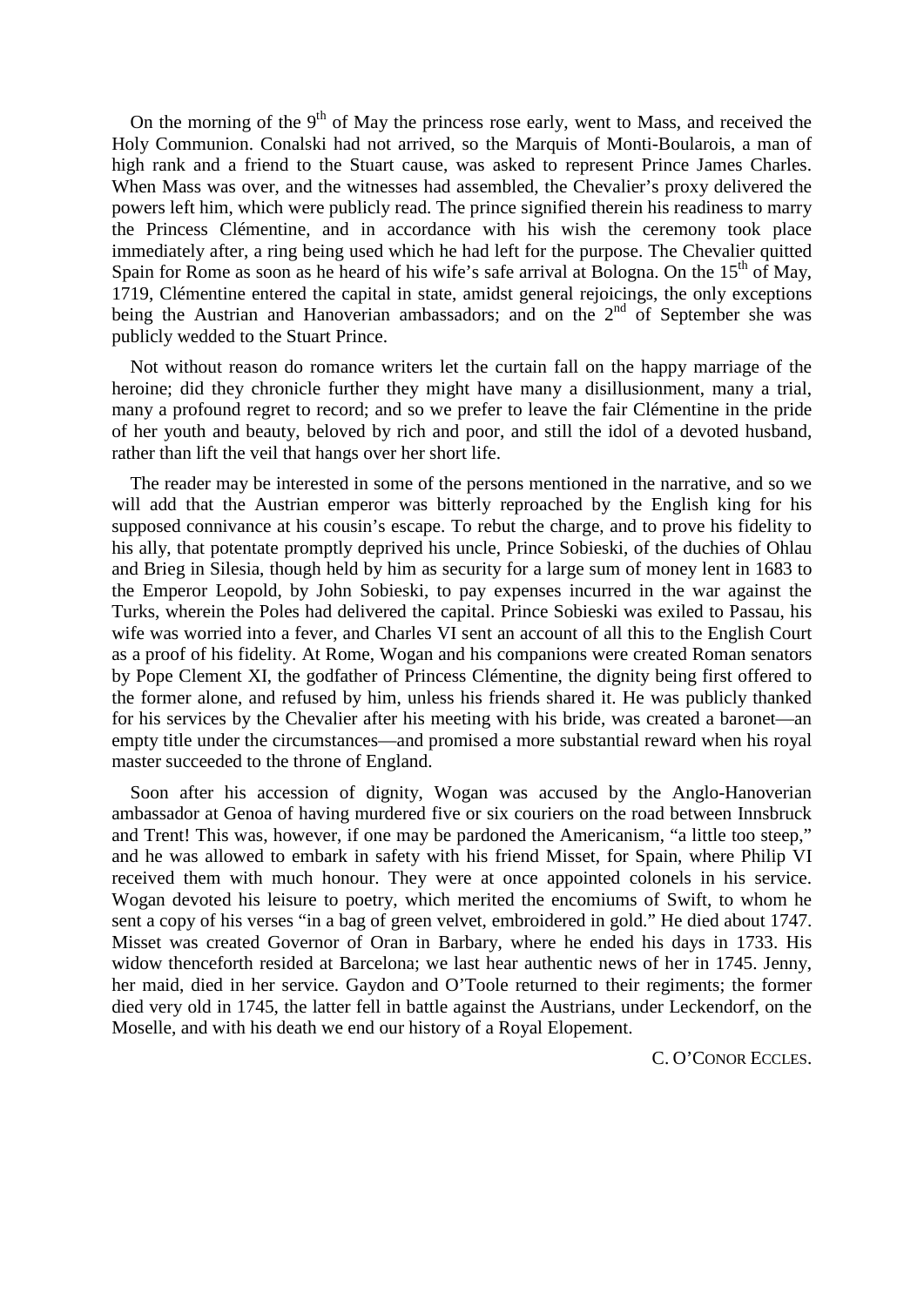On the morning of the 9th of May the princess rose early, went to Mass, and received the Holy Communion. Conalski had not arrived, so the Marquis of Monti-Boularois, a man of high rank and a friend to the Stuart cause, was asked to represent Prince James Charles. When Mass was over, and the witnesses had assembled, the Chevalier's proxy delivered the powers left him, which were publicly read. The prince signified therein his readiness to marry the Princess Clémentine, and in accordance with his wish the ceremony took place immediately after, a ring being used which he had left for the purpose. The Chevalier quitted Spain for Rome as soon as he heard of his wife's safe arrival at Bologna. On the 15th of May, 1719, Clémentine entered the capital in state, amidst general rejoicings, the only exceptions being the Austrian and Hanoverian ambassadors; and on the 2nd of September she was publicly wedded to the Stuart Prince.

Not without reason do romance writers let the curtain fall on the happy marriage of the heroine; did they chronicle further they might have many a disillusionment, many a trial, many a profound regret to record; and so we prefer to leave the fair Clémentine in the pride of her youth and beauty, beloved by rich and poor, and still the idol of a devoted husband, rather than lift the veil that hangs over her short life.

The reader may be interested in some of the persons mentioned in the narrative, and so we will add that the Austrian emperor was bitterly reproached by the English king for his supposed connivance at his cousin's escape. To rebut the charge, and to prove his fidelity to his ally, that potentate promptly deprived his uncle, Prince Sobieski, of the duchies of Ohlau and Brieg in Silesia, though held by him as security for a large sum of money lent in 1683 to the Emperor Leopold, by John Sobieski, to pay expenses incurred in the war against the Turks, wherein the Poles had delivered the capital. Prince Sobieski was exiled to Passau, his wife was worried into a fever, and Charles VI sent an account of all this to the English Court as a proof of his fidelity. At Rome, Wogan and his companions were created Roman senators by Pope Clement XI, the godfather of Princess Clémentine, the dignity being first offered to the former alone, and refused by him, unless his friends shared it. He was publicly thanked for his services by the Chevalier after his meeting with his bride, was created a baronet—an empty title under the circumstances—and promised a more substantial reward when his royal master succeeded to the throne of England.

Soon after his accession of dignity, Wogan was accused by the Anglo-Hanoverian ambassador at Genoa of having murdered five or six couriers on the road between Innsbruck and Trent! This was, however, if one may be pardoned the Americanism, "a little too steep," and he was allowed to embark in safety with his friend Misset, for Spain, where Philip VI received them with much honour. They were at once appointed colonels in his service. Wogan devoted his leisure to poetry, which merited the encomiums of Swift, to whom he sent a copy of his verses "in a bag of green velvet, embroidered in gold." He died about 1747. Misset was created Governor of Oran in Barbary, where he ended his days in 1733. His widow thenceforth resided at Barcelona; we last hear authentic news of her in 1745. Jenny, her maid, died in her service. Gaydon and O'Toole returned to their regiments; the former died very old in 1745, the latter fell in battle against the Austrians, under Leckendorf, on the Moselle, and with his death we end our history of a Royal Elopement.

C. O'CONOR ECCLES.